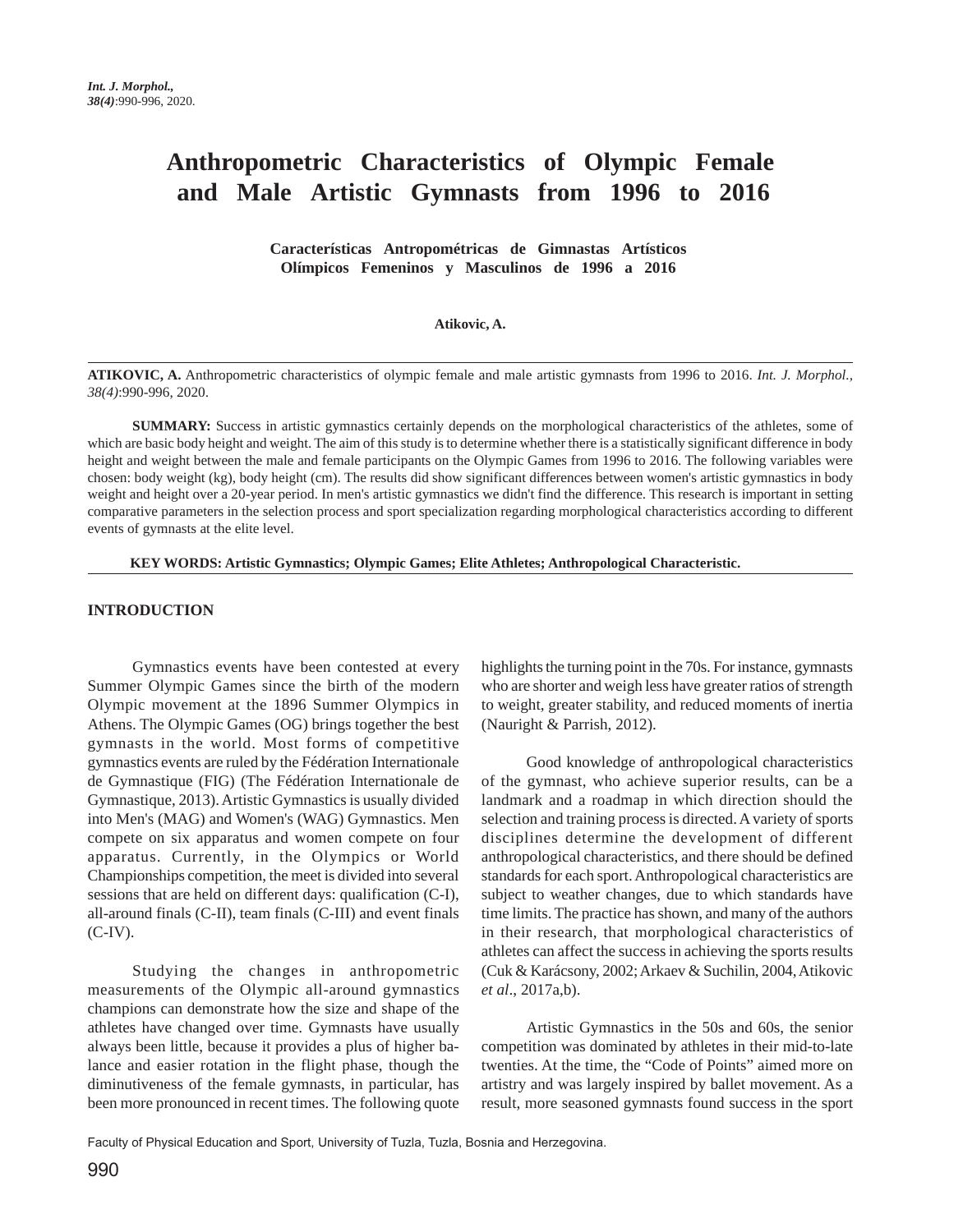# Anthropometric Characteristics of Olympic Female and Male Artistic Gymnasts from 1996 to 2016

**Características Antropométricas de Gimnastas Artísticos Olímpicos Femeninos y Masculinos de 1996 a 2016**

**Atikovic, A.**

**ATIKOVIC, A.** Anthropometric characteristics of olympic female and male artistic gymnasts from 1996 to 2016. *Int. J. Morphol., 38(4)*:990-996, 2020.

**SUMMARY:** Success in artistic gymnastics certainly depends on the morphological characteristics of the athletes, some of which are basic body height and weight. The aim of this study is to determine whether there is a statistically significant difference in body height and weight between the male and female participants on the Olympic Games from 1996 to 2016. The following variables were chosen: body weight (kg), body height (cm). The results did show significant differences between women's artistic gymnastics in body weight and height over a 20-year period. In men's artistic gymnastics we didn't find the difference. This research is important in setting comparative parameters in the selection process and sport specialization regarding morphological characteristics according to different events of gymnasts at the elite level.

**KEY WORDS: Artistic Gymnastics; Olympic Games; Elite Athletes; Anthropological Characteristic.**

## INTRODUCTION

Gymnastics events have been contested at every Summer Olympic Games since the birth of the modern Olympic movement at the 1896 Summer Olympics in Athens. The Olympic Games (OG) brings together the best gymnasts in the world. Most forms of competitive gymnastics events are ruled by the Fédération Internationale de Gymnastique (FIG) (The Fédération Internationale de Gymnastique, 2013). Artistic Gymnastics is usually divided into Men's (MAG) and Women's (WAG) Gymnastics. Men compete on six apparatus and women compete on four apparatus. Currently, in the Olympics or World Championships competition, the meet is divided into several sessions that are held on different days: qualification (C-I), all-around finals (C-II), team finals (C-III) and event finals (C-IV).

Studying the changes in anthropometric measurements of the Olympic all-around gymnastics champions can demonstrate how the size and shape of the athletes have changed over time. Gymnasts have usually always been little, because it provides a plus of higher balance and easier rotation in the flight phase, though the diminutiveness of the female gymnasts, in particular, has been more pronounced in recent times. The following quote highlights the turning point in the 70s. For instance, gymnasts who are shorter and weigh less have greater ratios of strength to weight, greater stability, and reduced moments of inertia (Nauright & Parrish, 2012).

Good knowledge of anthropological characteristics of the gymnast, who achieve superior results, can be a landmark and a roadmap in which direction should the selection and training process is directed. A variety of sports disciplines determine the development of different anthropological characteristics, and there should be defined standards for each sport. Anthropological characteristics are subject to weather changes, due to which standards have time limits. The practice has shown, and many of the authors in their research, that morphological characteristics of athletes can affect the success in achieving the sports results (Cuk & Karácsony, 2002; Arkaev & Suchilin, 2004, Atikovic *et al*., 2017a,b).

Artistic Gymnastics in the 50s and 60s, the senior competition was dominated by athletes in their mid-to-late twenties. At the time, the "Code of Points" aimed more on artistry and was largely inspired by ballet movement. As a result, more seasoned gymnasts found success in the sport

Faculty of Physical Education and Sport, University of Tuzla, Tuzla, Bosnia and Herzegovina.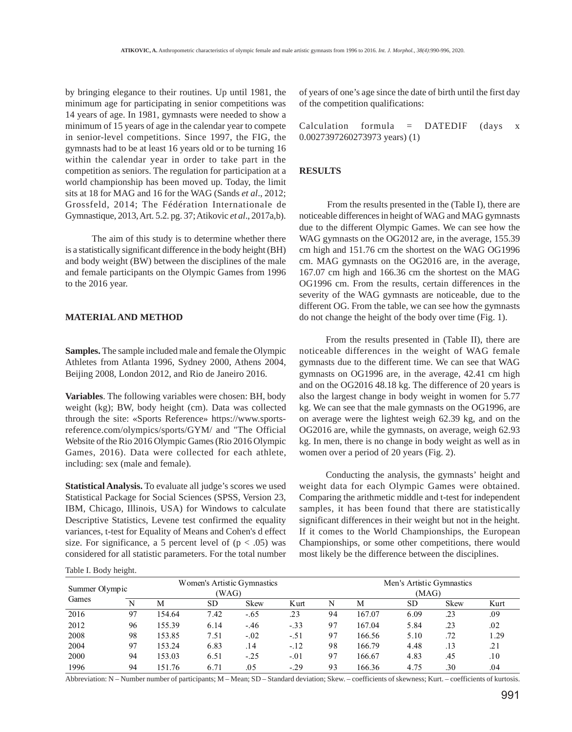by bringing elegance to their routines. Up until 1981, the minimum age for participating in senior competitions was 14 years of age. In 1981, gymnasts were needed to show a minimum of 15 years of age in the calendar year to compete in senior-level competitions. Since 1997, the FIG, the gymnasts had to be at least 16 years old or to be turning 16 within the calendar year in order to take part in the competition as seniors. The regulation for participation at a world championship has been moved up. Today, the limit sits at 18 for MAG and 16 for the WAG (Sands *et al*., 2012; Grossfeld, 2014; The Fédération Internationale de Gymnastique, 2013, Art. 5.2. pg. 37; Atikovic *et al*., 2017a,b).

The aim of this study is to determine whether there is a statistically significant difference in the body height (BH) and body weight (BW) between the disciplines of the male and female participants on the Olympic Games from 1996 to the 2016 year.

## MATERIAL AND METHOD

**Samples.** The sample included male and female the Olympic Athletes from Atlanta 1996, Sydney 2000, Athens 2004, Beijing 2008, London 2012, and Rio de Janeiro 2016.

**Variables**. The following variables were chosen: BH, body weight (kg); BW, body height (cm). Data was collected through the site: «Sports Reference» https://www.sports-reference.com/olympics/sports/GYM/ and "The Official Website of the Rio 2016 Olympic Games (Rio 2016 Olympic Games, 2016). Data were collected for each athlete, including: sex (male and female).

**Statistical Analysis.** To evaluate all judge's scores we used Statistical Package for Social Sciences (SPSS, Version 23, IBM, Chicago, Illinois, USA) for Windows to calculate Descriptive Statistics, Levene test confirmed the equality variances, t-test for Equality of Means and Cohen's d effect size. For significance, a 5 percent level of ($p < .05$) was considered for all statistic parameters. For the total number of years of one's age since the date of birth until the first day of the competition qualifications:

Calculation formula = DATEDIF (days x 0.0027397260273973 years) (1)

## RESULTS

From the results presented in the (Table I), there are noticeable differences in height of WAG and MAG gymnasts due to the different Olympic Games. We can see how the WAG gymnasts on the OG2012 are, in the average, 155.39 cm high and 151.76 cm the shortest on the WAG OG1996 cm. MAG gymnasts on the OG2016 are, in the average, 167.07 cm high and 166.36 cm the shortest on the MAG OG1996 cm. From the results, certain differences in the severity of the WAG gymnasts are noticeable, due to the different OG. From the table, we can see how the gymnasts do not change the height of the body over time (Fig. 1).

From the results presented in (Table II), there are noticeable differences in the weight of WAG female gymnasts due to the different time. We can see that WAG gymnasts on OG1996 are, in the average, 42.41 cm high and on the OG2016 48.18 kg. The difference of 20 years is also the largest change in body weight in women for 5.77 kg. We can see that the male gymnasts on the OG1996, are on average were the lightest weigh 62.39 kg, and on the OG2016 are, while the gymnasts, on average, weigh 62.93 kg. In men, there is no change in body weight as well as in women over a period of 20 years (Fig. 2).

Conducting the analysis, the gymnasts' height and weight data for each Olympic Games were obtained. Comparing the arithmetic middle and t-test for independent samples, it has been found that there are statistically significant differences in their weight but not in the height. If it comes to the World Championships, the European Championships, or some other competitions, there would most likely be the difference between the disciplines.

Table I. Body height.

| Summer Olympic Games | Women's Artistic Gymnastics (WAG) | | | | | Men's Artistic Gymnastics (MAG) | | | | |
|---|---|---|---|---|---|---|---|---|---|---|
| | N | M | SD | Skew | Kurt | N | M | SD | Skew | Kurt |
| 2016 | 97 | 154.64 | 7.42 | -.65 | .23 | 94 | 167.07 | 6.09 | .23 | .09 |
| 2012 | 96 | 155.39 | 6.14 | -.46 | -.33 | 97 | 167.04 | 5.84 | .23 | .02 |
| 2008 | 98 | 153.85 | 7.51 | -.02 | -.51 | 97 | 166.56 | 5.10 | .72 | 1.29 |
| 2004 | 97 | 153.24 | 6.83 | .14 | -.12 | 98 | 166.79 | 4.48 | .13 | .21 |
| 2000 | 94 | 153.03 | 6.51 | -.25 | -.01 | 97 | 166.67 | 4.83 | .45 | .10 |
| 1996 | 94 | 151.76 | 6.71 | .05 | -.29 | 93 | 166.36 | 4.75 | .30 | .04 |

Abbreviation: N – Number number of participants; M – Mean; SD – Standard deviation; Skew. – coefficients of skewness; Kurt. – coefficients of kurtosis.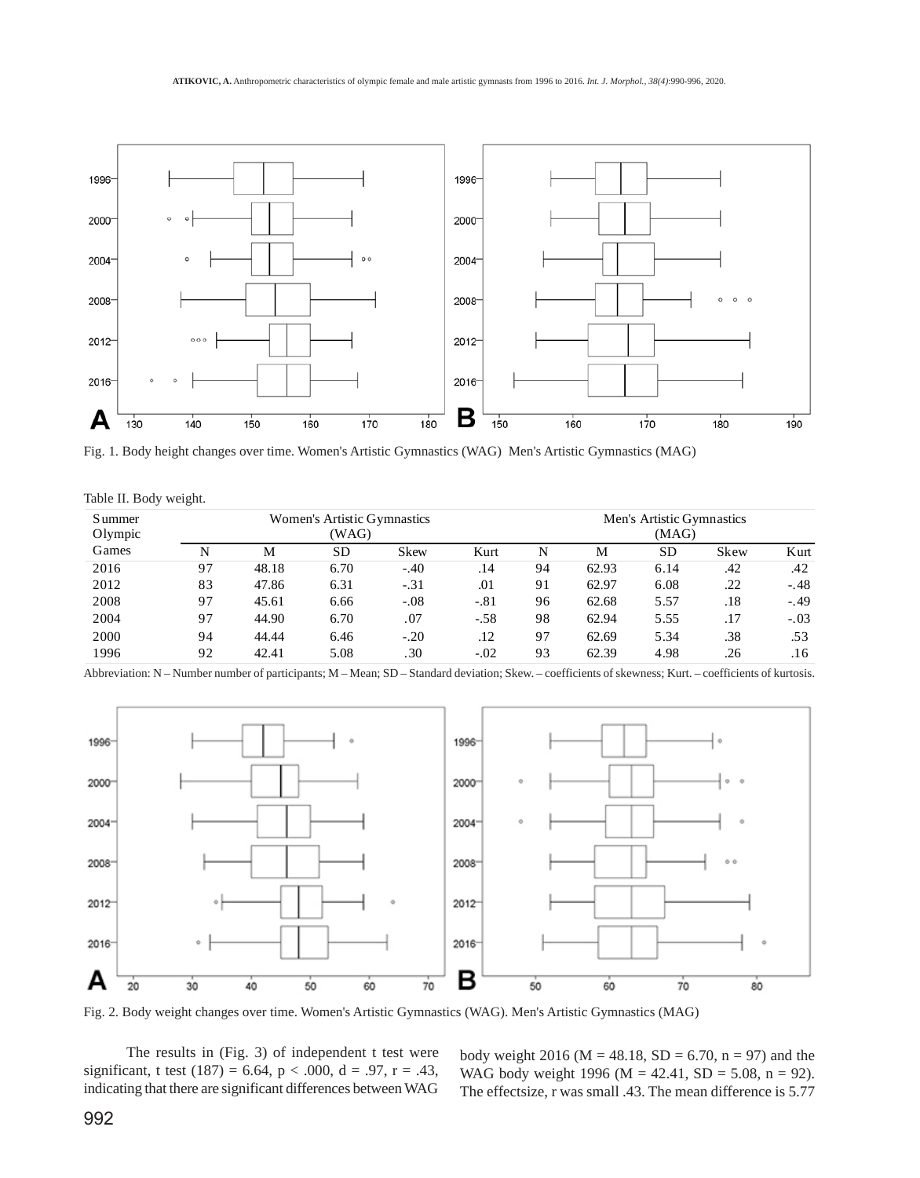Fig. 1. Body height changes over time. Women's Artistic Gymnastics (WAG) Men's Artistic Gymnastics (MAG)

Table II. Body weight.

| Summer Olympic Games | Women's Artistic Gymnastics (WAG) | | | | | Men's Artistic Gymnastics (MAG) | | | | |
|---|---|---|---|---|---|---|---|---|---|---|
| | N | M | SD | Skew | Kurt | N | M | SD | Skew | Kurt |
| 2016 | 97 | 48.18 | 6.70 | -.40 | .14 | 94 | 62.93 | 6.14 | .42 | .42 |
| 2012 | 83 | 47.86 | 6.31 | -.31 | .01 | 91 | 62.97 | 6.08 | .22 | -.48 |
| 2008 | 97 | 45.61 | 6.66 | -.08 | -.81 | 96 | 62.68 | 5.57 | .18 | -.49 |
| 2004 | 97 | 44.90 | 6.70 | .07 | -.58 | 98 | 62.94 | 5.55 | .17 | -.03 |
| 2000 | 94 | 44.44 | 6.46 | -.20 | .12 | 97 | 62.69 | 5.34 | .38 | .53 |
| 1996 | 92 | 42.41 | 5.08 | .30 | -.02 | 93 | 62.39 | 4.98 | .26 | .16 |

Abbreviation: N – Number number of participants; M – Mean; SD – Standard deviation; Skew. – coefficients of skewness; Kurt. – coefficients of kurtosis.

Fig. 2. Body weight changes over time. Women's Artistic Gymnastics (WAG). Men's Artistic Gymnastics (MAG)

The results in (Fig. 3) of independent t test were significant, t test (187) = 6.64, $p < .000$, d = .97, r = .43, indicating that there are significant differences between WAG body weight 2016 (M = 48.18, SD = 6.70, n = 97) and the WAG body weight 1996 (M = 42.41, SD = 5.08, n = 92). The effectsize, r was small .43. The mean difference is 5.77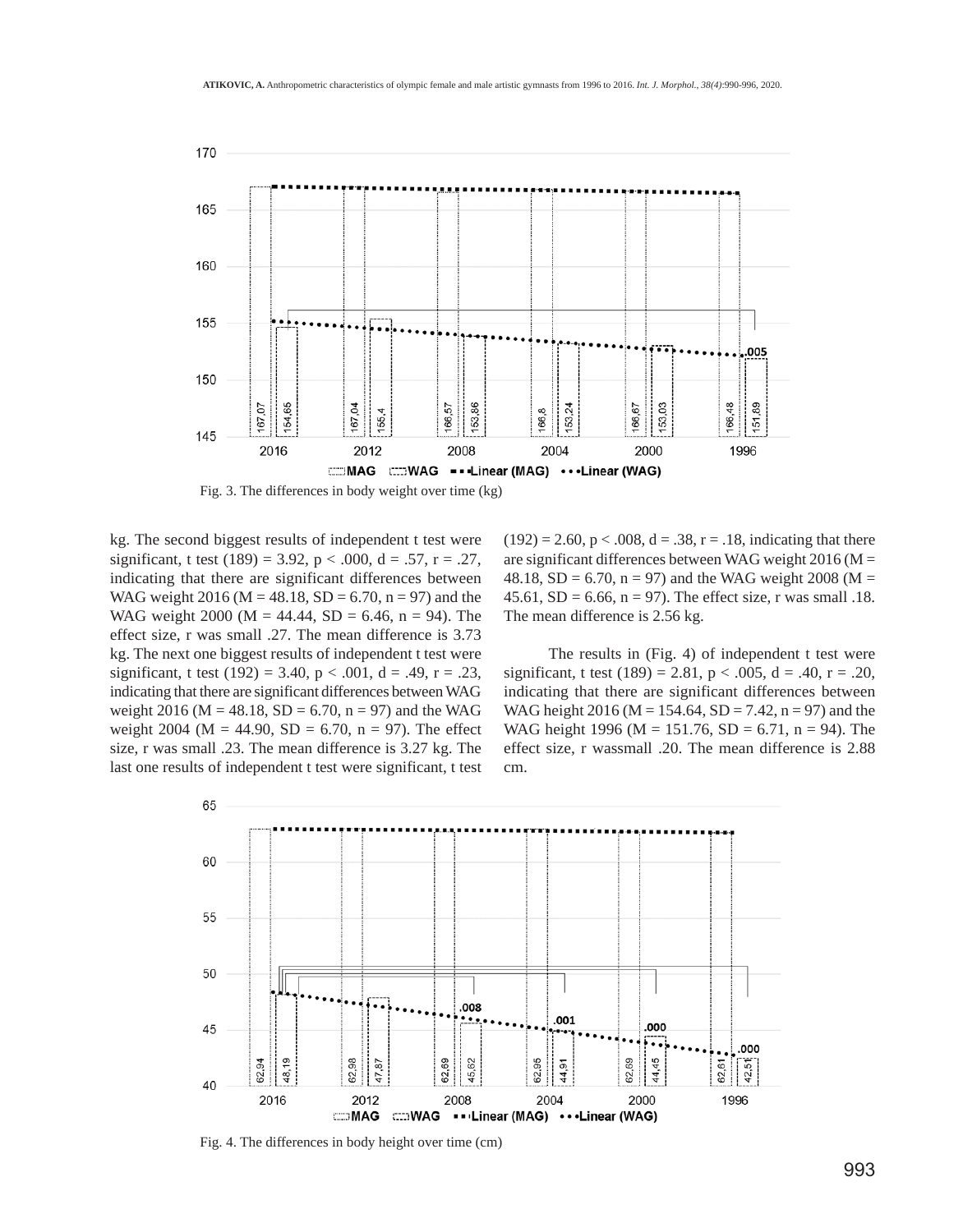Fig. 3. The differences in body weight over time (kg)

kg. The second biggest results of independent t test were significant, t test (189) = 3.92, $p < .000$, $d = .57$, $r = .27$, indicating that there are significant differences between WAG weight 2016 ($M = 48.18$, $SD = 6.70$, $n = 97$) and the WAG weight 2000 ($M = 44.44$, $SD = 6.46$, $n = 94$). The effect size, r was small .27. The mean difference is 3.73 kg. The next one biggest results of independent t test were significant, t test (192) = 3.40, $p < .001$, $d = .49$, $r = .23$, indicating that there are significant differences between WAG weight 2016 ($M = 48.18$, $SD = 6.70$, $n = 97$) and the WAG weight 2004 ($M = 44.90$, $SD = 6.70$, $n = 97$). The effect size, r was small .23. The mean difference is 3.27 kg. The last one results of independent t test were significant, t test (192) = 2.60, $p < .008$, $d = .38$, $r = .18$, indicating that there are significant differences between WAG weight 2016 ($M = 48.18$, $SD = 6.70$, $n = 97$) and the WAG weight 2008 ($M = 45.61$, $SD = 6.66$, $n = 97$). The effect size, r was small .18. The mean difference is 2.56 kg.

The results in (Fig. 4) of independent t test were significant, t test (189) = 2.81, $p < .005$, $d = .40$, $r = .20$, indicating that there are significant differences between WAG height 2016 ($M = 154.64$, $SD = 7.42$, $n = 97$) and the WAG height 1996 ($M = 151.76$, $SD = 6.71$, $n = 94$). The effect size, r wassmall .20. The mean difference is 2.88 cm.

Fig. 4. The differences in body height over time (cm)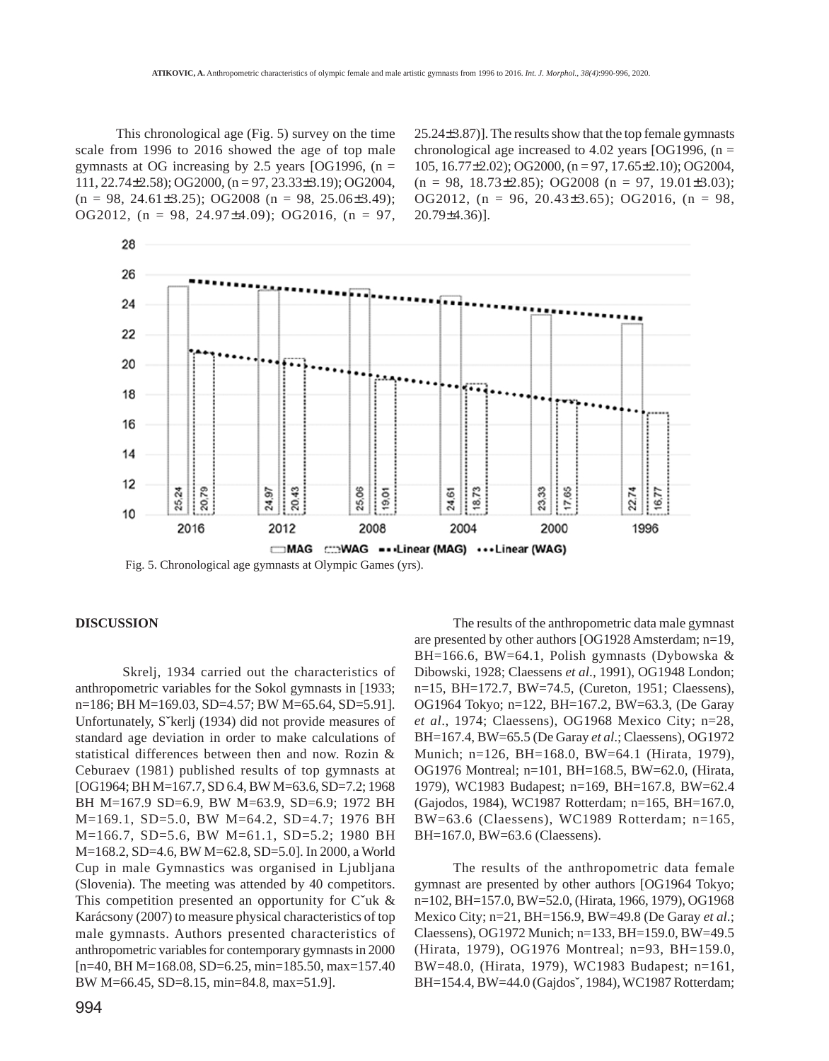This chronological age (Fig. 5) survey on the time scale from 1996 to 2016 showed the age of top male gymnasts at OG increasing by 2.5 years [OG1996, (n = 111, 22.74±2.58); OG2000, (n = 97, 23.33±3.19); OG2004, (n = 98, 24.61±3.25); OG2008 (n = 98, 25.06±3.49); OG2012, (n = 98, 24.97±4.09); OG2016, (n = 97, 25.24±3.87)]. The results show that the top female gymnasts chronological age increased to 4.02 years [OG1996, (n = 105, 16.77±2.02); OG2000, (n = 97, 17.65±2.10); OG2004, (n = 98, 18.73±2.85); OG2008 (n = 97, 19.01±3.03); OG2012, (n = 96, 20.43±3.65); OG2016, (n = 98, 20.79±4.36)].

Fig. 5. Chronological age gymnasts at Olympic Games (yrs).

## DISCUSSION

Skrelj, 1934 carried out the characteristics of anthropometric variables for the Sokol gymnasts in [1933; n=186; BH M=169.03, SD=4.57; BW M=65.64, SD=5.91]. Unfortunately, Škerlj (1934) did not provide measures of standard age deviation in order to make calculations of statistical differences between then and now. Rozin & Ceburaev (1981) published results of top gymnasts at [OG1964; BH M=167.7, SD 6.4, BW M=63.6, SD=7.2; 1968 BH M=167.9 SD=6.9, BW M=63.9, SD=6.9; 1972 BH M=169.1, SD=5.0, BW M=64.2, SD=4.7; 1976 BH M=166.7, SD=5.6, BW M=61.1, SD=5.2; 1980 BH M=168.2, SD=4.6, BW M=62.8, SD=5.0]. In 2000, a World Cup in male Gymnastics was organised in Ljubljana (Slovenia). The meeting was attended by 40 competitors. This competition presented an opportunity for Čuk & Karácsony (2007) to measure physical characteristics of top male gymnasts. Authors presented characteristics of anthropometric variables for contemporary gymnasts in 2000 [n=40, BH M=168.08, SD=6.25, min=185.50, max=157.40 BW M=66.45, SD=8.15, min=84.8, max=51.9].

The results of the anthropometric data male gymnast are presented by other authors [OG1928 Amsterdam; n=19, BH=166.6, BW=64.1, Polish gymnasts (Dybowska & Dibowski, 1928; Claessens *et al*., 1991), OG1948 London; n=15, BH=172.7, BW=74.5, (Cureton, 1951; Claessens), OG1964 Tokyo; n=122, BH=167.2, BW=63.3, (De Garay *et al*., 1974; Claessens), OG1968 Mexico City; n=28, BH=167.4, BW=65.5 (De Garay *et al*.; Claessens), OG1972 Munich; n=126, BH=168.0, BW=64.1 (Hirata, 1979), OG1976 Montreal; n=101, BH=168.5, BW=62.0, (Hirata, 1979), WC1983 Budapest; n=169, BH=167.8, BW=62.4 (Gajodos, 1984), WC1987 Rotterdam; n=165, BH=167.0, BW=63.6 (Claessens), WC1989 Rotterdam; n=165, BH=167.0, BW=63.6 (Claessens).

The results of the anthropometric data female gymnast are presented by other authors [OG1964 Tokyo; n=102, BH=157.0, BW=52.0, (Hirata, 1966, 1979), OG1968 Mexico City; n=21, BH=156.9, BW=49.8 (De Garay *et al*.; Claessens), OG1972 Munich; n=133, BH=159.0, BW=49.5 (Hirata, 1979), OG1976 Montreal; n=93, BH=159.0, BW=48.0, (Hirata, 1979), WC1983 Budapest; n=161, BH=154.4, BW=44.0 (Gajdoš, 1984), WC1987 Rotterdam;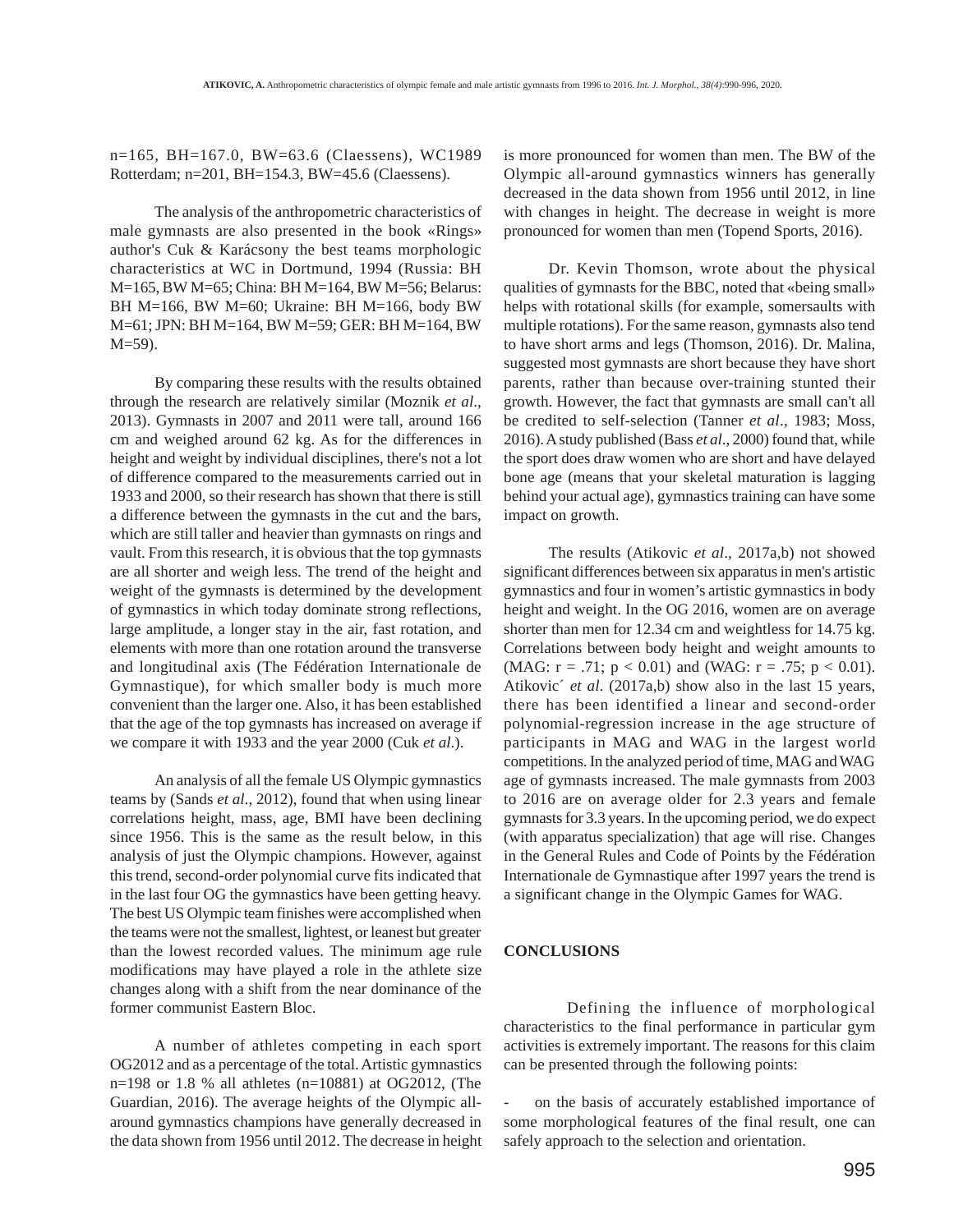n=165, BH=167.0, BW=63.6 (Claessens), WC1989 Rotterdam; n=201, BH=154.3, BW=45.6 (Claessens).

The analysis of the anthropometric characteristics of male gymnasts are also presented in the book «Rings» author's Cuk & Karácsony the best teams morphologic characteristics at WC in Dortmund, 1994 (Russia: BH M=165, BW M=65; China: BH M=164, BW M=56; Belarus: BH M=166, BW M=60; Ukraine: BH M=166, body BW M=61; JPN: BH M=164, BW M=59; GER: BH M=164, BW M=59).

By comparing these results with the results obtained through the research are relatively similar (Moznik *et al*., 2013). Gymnasts in 2007 and 2011 were tall, around 166 cm and weighed around 62 kg. As for the differences in height and weight by individual disciplines, there's not a lot of difference compared to the measurements carried out in 1933 and 2000, so their research has shown that there is still a difference between the gymnasts in the cut and the bars, which are still taller and heavier than gymnasts on rings and vault. From this research, it is obvious that the top gymnasts are all shorter and weigh less. The trend of the height and weight of the gymnasts is determined by the development of gymnastics in which today dominate strong reflections, large amplitude, a longer stay in the air, fast rotation, and elements with more than one rotation around the transverse and longitudinal axis (The Fédération Internationale de Gymnastique), for which smaller body is much more convenient than the larger one. Also, it has been established that the age of the top gymnasts has increased on average if we compare it with 1933 and the year 2000 (Cuk *et al*.).

An analysis of all the female US Olympic gymnastics teams by (Sands *et al*., 2012), found that when using linear correlations height, mass, age, BMI have been declining since 1956. This is the same as the result below, in this analysis of just the Olympic champions. However, against this trend, second-order polynomial curve fits indicated that in the last four OG the gymnastics have been getting heavy. The best US Olympic team finishes were accomplished when the teams were not the smallest, lightest, or leanest but greater than the lowest recorded values. The minimum age rule modifications may have played a role in the athlete size changes along with a shift from the near dominance of the former communist Eastern Bloc.

A number of athletes competing in each sport OG2012 and as a percentage of the total. Artistic gymnastics n=198 or 1.8 % all athletes (n=10881) at OG2012, (The Guardian, 2016). The average heights of the Olympic all-around gymnastics champions have generally decreased in the data shown from 1956 until 2012. The decrease in height is more pronounced for women than men. The BW of the Olympic all-around gymnastics winners has generally decreased in the data shown from 1956 until 2012, in line with changes in height. The decrease in weight is more pronounced for women than men (Topend Sports, 2016).

Dr. Kevin Thomson, wrote about the physical qualities of gymnasts for the BBC, noted that «being small» helps with rotational skills (for example, somersaults with multiple rotations). For the same reason, gymnasts also tend to have short arms and legs (Thomson, 2016). Dr. Malina, suggested most gymnasts are short because they have short parents, rather than because over-training stunted their growth. However, the fact that gymnasts are small can't all be credited to self-selection (Tanner *et al*., 1983; Moss, 2016). A study published (Bass *et al*., 2000) found that, while the sport does draw women who are short and have delayed bone age (means that your skeletal maturation is lagging behind your actual age), gymnastics training can have some impact on growth.

The results (Atikovic *et al*., 2017a,b) not showed significant differences between six apparatus in men's artistic gymnastics and four in women's artistic gymnastics in body height and weight. In the OG 2016, women are on average shorter than men for 12.34 cm and weightless for 14.75 kg. Correlations between body height and weight amounts to (MAG: $r = .71$; $p < 0.01$) and (WAG: $r = .75$; $p < 0.01$). Atikovic´ *et al*. (2017a,b) show also in the last 15 years, there has been identified a linear and second-order polynomial-regression increase in the age structure of participants in MAG and WAG in the largest world competitions. In the analyzed period of time, MAG and WAG age of gymnasts increased. The male gymnasts from 2003 to 2016 are on average older for 2.3 years and female gymnasts for 3.3 years. In the upcoming period, we do expect (with apparatus specialization) that age will rise. Changes in the General Rules and Code of Points by the Fédération Internationale de Gymnastique after 1997 years the trend is a significant change in the Olympic Games for WAG.

## CONCLUSIONS

Defining the influence of morphological characteristics to the final performance in particular gym activities is extremely important. The reasons for this claim can be presented through the following points:

- on the basis of accurately established importance of some morphological features of the final result, one can safely approach to the selection and orientation.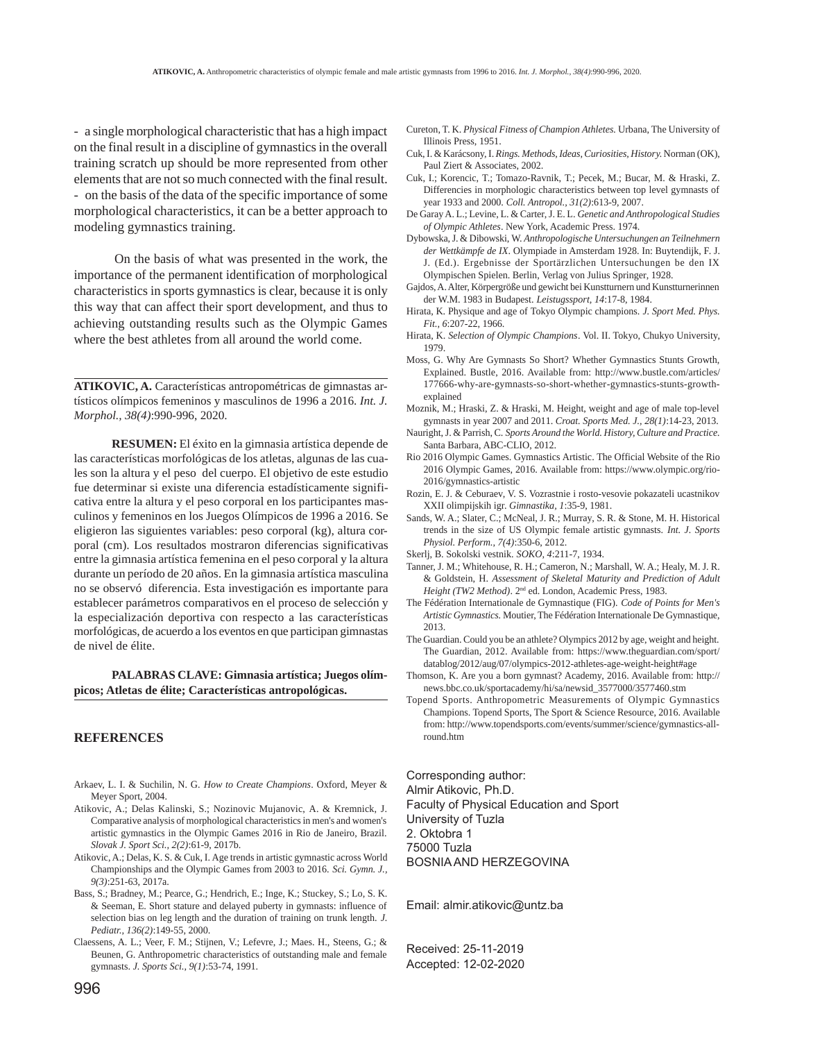- a single morphological characteristic that has a high impact on the final result in a discipline of gymnastics in the overall training scratch up should be more represented from other elements that are not so much connected with the final result.
- on the basis of the data of the specific importance of some morphological characteristics, it can be a better approach to modeling gymnastics training.

On the basis of what was presented in the work, the importance of the permanent identification of morphological characteristics in sports gymnastics is clear, because it is only this way that can affect their sport development, and thus to achieving outstanding results such as the Olympic Games where the best athletes from all around the world come.

---

**ATIKOVIC, A.** Características antropométricas de gimnastas artísticos olímpicos femeninos y masculinos de 1996 a 2016. *Int. J. Morphol., 38(4)*:990-996, 2020.

**RESUMEN:** El éxito en la gimnasia artística depende de las características morfológicas de los atletas, algunas de las cuales son la altura y el peso del cuerpo. El objetivo de este estudio fue determinar si existe una diferencia estadísticamente significativa entre la altura y el peso corporal en los participantes masculinos y femeninos en los Juegos Olímpicos de 1996 a 2016. Se eligieron las siguientes variables: peso corporal (kg), altura corporal (cm). Los resultados mostraron diferencias significativas entre la gimnasia artística femenina en el peso corporal y la altura durante un período de 20 años. En la gimnasia artística masculina no se observó diferencia. Esta investigación es importante para establecer parámetros comparativos en el proceso de selección y la especialización deportiva con respecto a las características morfológicas, de acuerdo a los eventos en que participan gimnastas de nivel de élite.

**PALABRAS CLAVE: Gimnasia artística; Juegos olímpicos; Atletas de élite; Características antropológicas.**

---

## REFERENCES

Arkaev, L. I. & Suchilin, N. G. *How to Create Champions*. Oxford, Meyer & Meyer Sport, 2004.

Atikovic, A.; Delas Kalinski, S.; Nozinovic Mujanovic, A. & Kremnick, J. Comparative analysis of morphological characteristics in men's and women's artistic gymnastics in the Olympic Games 2016 in Rio de Janeiro, Brazil. *Slovak J. Sport Sci., 2(2)*:61-9, 2017b.

Atikovic, A.; Delas, K. S. & Cuk, I. Age trends in artistic gymnastic across World Championships and the Olympic Games from 2003 to 2016. *Sci. Gymn. J., 9(3)*:251-63, 2017a.

Bass, S.; Bradney, M.; Pearce, G.; Hendrich, E.; Inge, K.; Stuckey, S.; Lo, S. K. & Seeman, E. Short stature and delayed puberty in gymnasts: influence of selection bias on leg length and the duration of training on trunk length. *J. Pediatr., 136(2)*:149-55, 2000.

Claessens, A. L.; Veer, F. M.; Stijnen, V.; Lefevre, J.; Maes. H., Steens, G.; & Beunen, G. Anthropometric characteristics of outstanding male and female gymnasts. *J. Sports Sci., 9(1)*:53-74, 1991.

Cureton, T. K. *Physical Fitness of Champion Athletes.* Urbana, The University of Illinois Press, 1951.

Cuk, I. & Karácsony, I. *Rings. Methods, Ideas, Curiosities, History.* Norman (OK), Paul Ziert & Associates, 2002.

Cuk, I.; Korencic, T.; Tomazo-Ravnik, T.; Pecek, M.; Bucar, M. & Hraski, Z. Differencies in morphologic characteristics between top level gymnasts of year 1933 and 2000. *Coll. Antropol., 31(2)*:613-9, 2007.

De Garay A. L.; Levine, L. & Carter, J. E. L. *Genetic and Anthropological Studies of Olympic Athletes*. New York, Academic Press. 1974.

Dybowska, J. & Dibowski, W. *Anthropologische Untersuchungen an Teilnehmern der Wettkämpfe de IX*. Olympiade in Amsterdam 1928. In: Buytendijk, F. J. J. (Ed.). Ergebnisse der Sportärzlichen Untersuchungen be den IX Olympischen Spielen. Berlin, Verlag von Julius Springer, 1928.

Gajdos, A. Alter, Körpergröße und gewicht bei Kunstturnern und Kunstturnerinnen der W.M. 1983 in Budapest. *Leistugssport, 14*:17-8, 1984.

Hirata, K. Physique and age of Tokyo Olympic champions. *J. Sport Med. Phys. Fit., 6*:207-22, 1966.

Hirata, K. *Selection of Olympic Champions*. Vol. II. Tokyo, Chukyo University, 1979.

Moss, G. Why Are Gymnasts So Short? Whether Gymnastics Stunts Growth, Explained. Bustle, 2016. Available from: http://www.bustle.com/articles/177666-why-are-gymnasts-so-short-whether-gymnastics-stunts-growth-explained

Moznik, M.; Hraski, Z. & Hraski, M. Height, weight and age of male top-level gymnasts in year 2007 and 2011. *Croat. Sports Med. J., 28(1)*:14-23, 2013.

Nauright, J. & Parrish, C. *Sports Around the World. History, Culture and Practice.* Santa Barbara, ABC-CLIO, 2012.

Rio 2016 Olympic Games. Gymnastics Artistic. The Official Website of the Rio 2016 Olympic Games, 2016. Available from: https://www.olympic.org/rio-2016/gymnastics-artistic

Rozin, E. J. & Ceburaev, V. S. Vozrastnie i rosto-vesovie pokazateli ucastnikov XXII olimpijskih igr. *Gimnastika, 1*:35-9, 1981.

Sands, W. A.; Slater, C.; McNeal, J. R.; Murray, S. R. & Stone, M. H. Historical trends in the size of US Olympic female artistic gymnasts. *Int. J. Sports Physiol. Perform., 7(4)*:350-6, 2012.

Skerlj, B. Sokolski vestnik. *SOKO, 4*:211-7, 1934.

Tanner, J. M.; Whitehouse, R. H.; Cameron, N.; Marshall, W. A.; Healy, M. J. R. & Goldstein, H. *Assessment of Skeletal Maturity and Prediction of Adult Height (TW2 Method)*. 2nd ed. London, Academic Press, 1983.

The Fédération Internationale de Gymnastique (FIG). *Code of Points for Men's Artistic Gymnastics.* Moutier, The Fédération Internationale De Gymnastique, 2013.

The Guardian. Could you be an athlete? Olympics 2012 by age, weight and height. The Guardian, 2012. Available from: https://www.theguardian.com/sport/datablog/2012/aug/07/olympics-2012-athletes-age-weight-height#age

Thomson, K. Are you a born gymnast? Academy, 2016. Available from: http://news.bbc.co.uk/sportacademy/hi/sa/newsid_3577000/3577460.stm

Topend Sports. Anthropometric Measurements of Olympic Gymnastics Champions. Topend Sports, The Sport & Science Resource, 2016. Available from: http://www.topendsports.com/events/summer/science/gymnastics-all-round.htm

Corresponding author:
Almir Atikovic, Ph.D.
Faculty of Physical Education and Sport
University of Tuzla
2. Oktobra 1
75000 Tuzla
BOSNIA AND HERZEGOVINA

Email: almir.atikovic@untz.ba

Received: 25-11-2019
Accepted: 12-02-2020